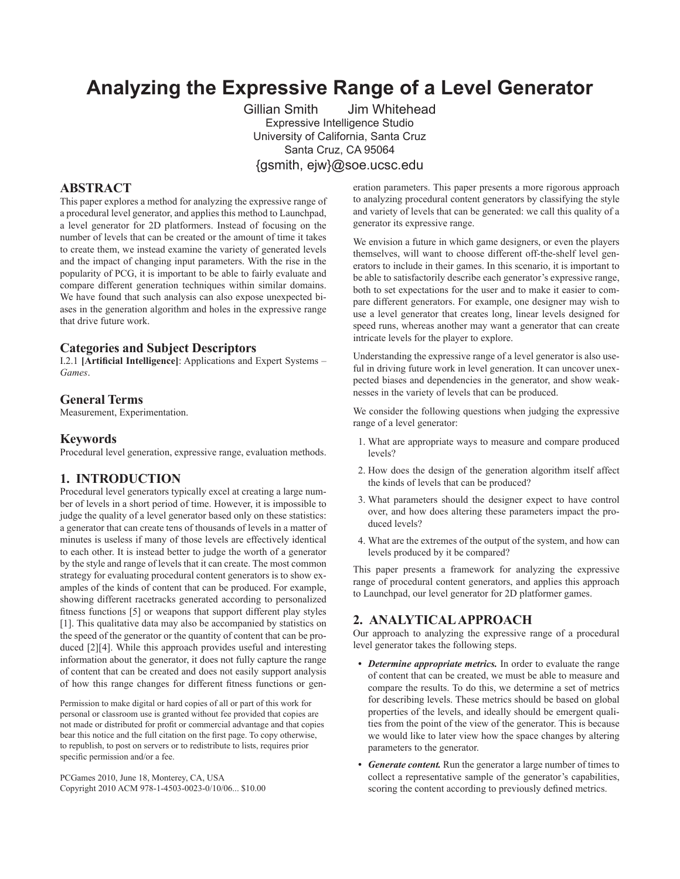# Analyzing the Expressive Range of a Level Generator

Gillian Smith Jim Whitehead

Expressive Intelligence Studio
University of California, Santa Cruz
Santa Cruz, CA 95064

{gsmith, ejw}@soe.ucsc.edu

## ABSTRACT

This paper explores a method for analyzing the expressive range of a procedural level generator, and applies this method to Launchpad, a level generator for 2D platformers. Instead of focusing on the number of levels that can be created or the amount of time it takes to create them, we instead examine the variety of generated levels and the impact of changing input parameters. With the rise in the popularity of PCG, it is important to be able to fairly evaluate and compare different generation techniques within similar domains. We have found that such analysis can also expose unexpected biases in the generation algorithm and holes in the expressive range that drive future work.

### Categories and Subject Descriptors

I.2.1 **[Artificial Intelligence]**: Applications and Expert Systems – *Games*.

### General Terms

Measurement, Experimentation.

### Keywords

Procedural level generation, expressive range, evaluation methods.

## 1. INTRODUCTION

Procedural level generators typically excel at creating a large number of levels in a short period of time. However, it is impossible to judge the quality of a level generator based only on these statistics: a generator that can create tens of thousands of levels in a matter of minutes is useless if many of those levels are effectively identical to each other. It is instead better to judge the worth of a generator by the style and range of levels that it can create. The most common strategy for evaluating procedural content generators is to show examples of the kinds of content that can be produced. For example, showing different racetracks generated according to personalized fitness functions [5] or weapons that support different play styles [1]. This qualitative data may also be accompanied by statistics on the speed of the generator or the quantity of content that can be produced [2][4]. While this approach provides useful and interesting information about the generator, it does not fully capture the range of content that can be created and does not easily support analysis of how this range changes for different fitness functions or generation parameters. This paper presents a more rigorous approach to analyzing procedural content generators by classifying the style and variety of levels that can be generated: we call this quality of a generator its expressive range.

We envision a future in which game designers, or even the players themselves, will want to choose different off-the-shelf level generators to include in their games. In this scenario, it is important to be able to satisfactorily describe each generator's expressive range, both to set expectations for the user and to make it easier to compare different generators. For example, one designer may wish to use a level generator that creates long, linear levels designed for speed runs, whereas another may want a generator that can create intricate levels for the player to explore.

Understanding the expressive range of a level generator is also useful in driving future work in level generation. It can uncover unexpected biases and dependencies in the generator, and show weaknesses in the variety of levels that can be produced.

We consider the following questions when judging the expressive range of a level generator:

1. What are appropriate ways to measure and compare produced levels?
2. How does the design of the generation algorithm itself affect the kinds of levels that can be produced?
3. What parameters should the designer expect to have control over, and how does altering these parameters impact the produced levels?
4. What are the extremes of the output of the system, and how can levels produced by it be compared?

This paper presents a framework for analyzing the expressive range of procedural content generators, and applies this approach to Launchpad, our level generator for 2D platformer games.

## 2. ANALYTICAL APPROACH

Our approach to analyzing the expressive range of a procedural level generator takes the following steps.

- ***Determine appropriate metrics.*** In order to evaluate the range of content that can be created, we must be able to measure and compare the results. To do this, we determine a set of metrics for describing levels. These metrics should be based on global properties of the levels, and ideally should be emergent qualities from the point of the view of the generator. This is because we would like to later view how the space changes by altering parameters to the generator.
- ***Generate content.*** Run the generator a large number of times to collect a representative sample of the generator's capabilities, scoring the content according to previously defined metrics.

Permission to make digital or hard copies of all or part of this work for personal or classroom use is granted without fee provided that copies are not made or distributed for profit or commercial advantage and that copies bear this notice and the full citation on the first page. To copy otherwise, to republish, to post on servers or to redistribute to lists, requires prior specific permission and/or a fee.

PCGames 2010, June 18, Monterey, CA, USA
Copyright 2010 ACM 978-1-4503-0023-0/10/06... $10.00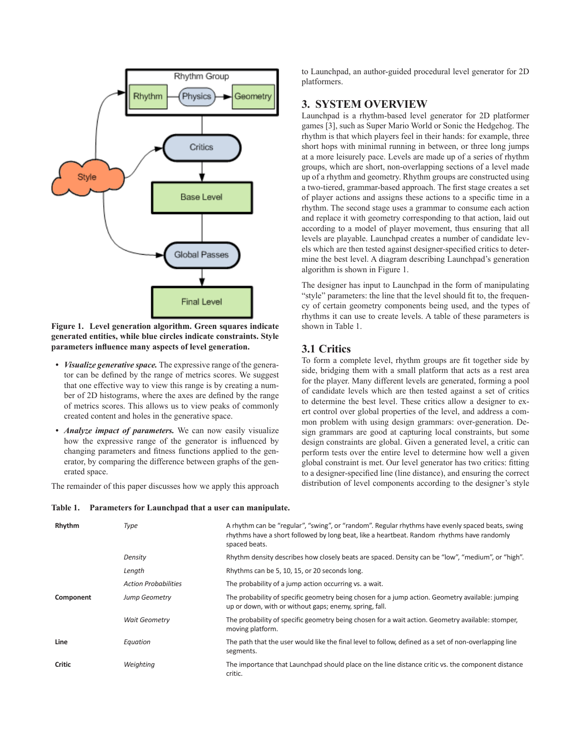Rhythm Group

Rhythm

Physics

Geometry

Critics

Style

Base Level

Global Passes

Final Level

**Figure 1. Level generation algorithm. Green squares indicate generated entities, while blue circles indicate constraints. Style parameters influence many aspects of level generation.**

- ***Visualize generative space.*** The expressive range of the generator can be defined by the range of metrics scores. We suggest that one effective way to view this range is by creating a number of 2D histograms, where the axes are defined by the range of metrics scores. This allows us to view peaks of commonly created content and holes in the generative space.
- ***Analyze impact of parameters.*** We can now easily visualize how the expressive range of the generator is influenced by changing parameters and fitness functions applied to the generator, by comparing the difference between graphs of the generated space.

The remainder of this paper discusses how we apply this approach to Launchpad, an author-guided procedural level generator for 2D platformers.

## 3. SYSTEM OVERVIEW

Launchpad is a rhythm-based level generator for 2D platformer games [3], such as Super Mario World or Sonic the Hedgehog. The rhythm is that which players feel in their hands: for example, three short hops with minimal running in between, or three long jumps at a more leisurely pace. Levels are made up of a series of rhythm groups, which are short, non-overlapping sections of a level made up of a rhythm and geometry. Rhythm groups are constructed using a two-tiered, grammar-based approach. The first stage creates a set of player actions and assigns these actions to a specific time in a rhythm. The second stage uses a grammar to consume each action and replace it with geometry corresponding to that action, laid out according to a model of player movement, thus ensuring that all levels are playable. Launchpad creates a number of candidate levels which are then tested against designer-specified critics to determine the best level. A diagram describing Launchpad's generation algorithm is shown in Figure 1.

The designer has input to Launchpad in the form of manipulating "style" parameters: the line that the level should fit to, the frequency of certain geometry components being used, and the types of rhythms it can use to create levels. A table of these parameters is shown in Table 1.

### 3.1 Critics

To form a complete level, rhythm groups are fit together side by side, bridging them with a small platform that acts as a rest area for the player. Many different levels are generated, forming a pool of candidate levels which are then tested against a set of critics to determine the best level. These critics allow a designer to exert control over global properties of the level, and address a common problem with using design grammars: over-generation. Design grammars are good at capturing local constraints, but some design constraints are global. Given a generated level, a critic can perform tests over the entire level to determine how well a given global constraint is met. Our level generator has two critics: fitting to a designer-specified line (line distance), and ensuring the correct distribution of level components according to the designer's style

**Table 1. Parameters for Launchpad that a user can manipulate.**

| | | |
|---|---|---|
| **Rhythm** | *Type* | A rhythm can be "regular", "swing", or "random". Regular rhythms have evenly spaced beats, swing rhythms have a short followed by long beat, like a heartbeat. Random rhythms have randomly spaced beats. |
| | *Density* | Rhythm density describes how closely beats are spaced. Density can be "low", "medium", or "high". |
| | *Length* | Rhythms can be 5, 10, 15, or 20 seconds long. |
| | *Action Probabilities* | The probability of a jump action occurring vs. a wait. |
| **Component** | *Jump Geometry* | The probability of specific geometry being chosen for a jump action. Geometry available: jumping up or down, with or without gaps; enemy, spring, fall. |
| | *Wait Geometry* | The probability of specific geometry being chosen for a wait action. Geometry available: stomper, moving platform. |
| **Line** | *Equation* | The path that the user would like the final level to follow, defined as a set of non-overlapping line segments. |
| **Critic** | *Weighting* | The importance that Launchpad should place on the line distance critic vs. the component distance critic. |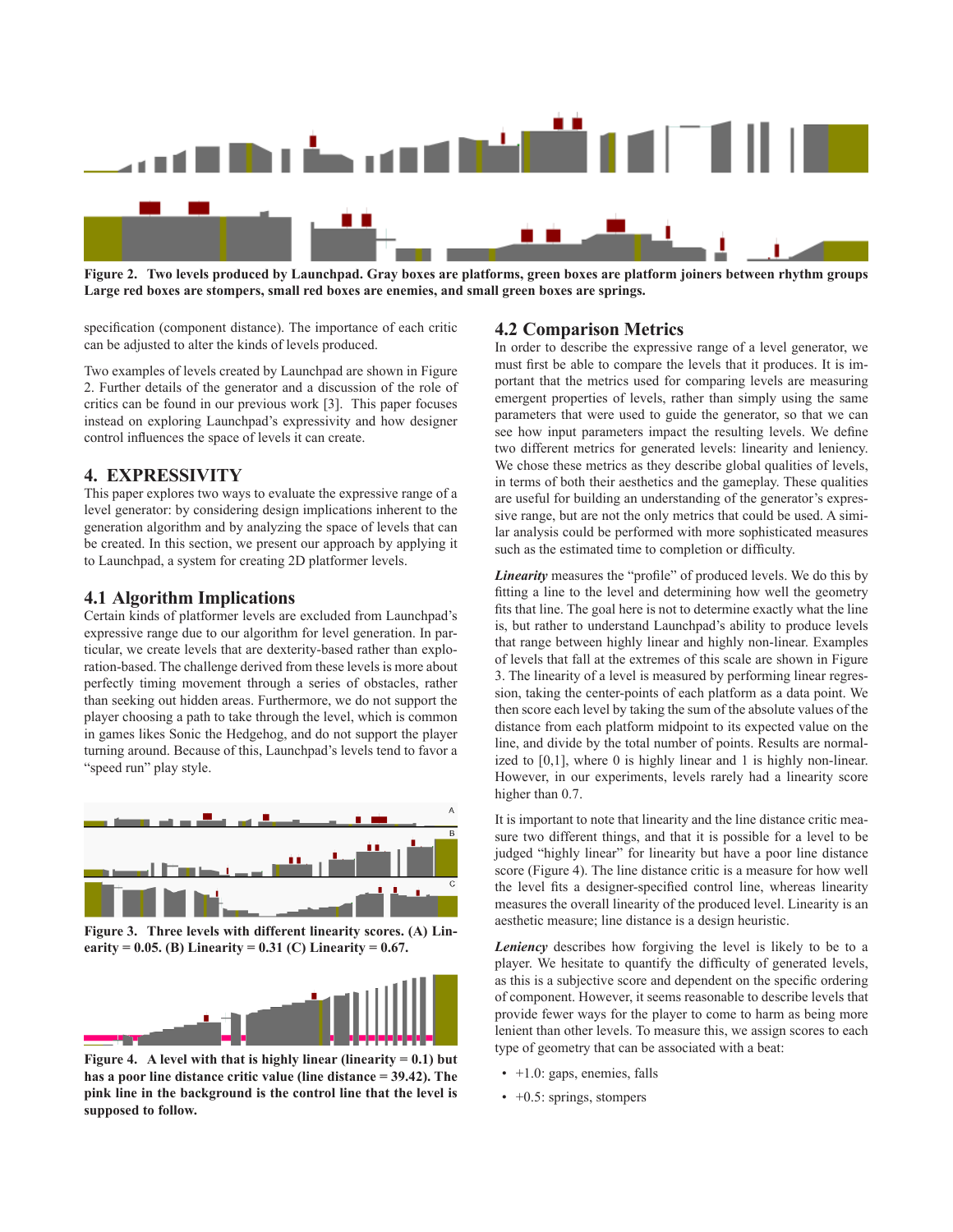Figure 2. Two levels produced by Launchpad. Gray boxes are platforms, green boxes are platform joiners between rhythm groups Large red boxes are stompers, small red boxes are enemies, and small green boxes are springs.

specification (component distance). The importance of each critic can be adjusted to alter the kinds of levels produced.

Two examples of levels created by Launchpad are shown in Figure 2. Further details of the generator and a discussion of the role of critics can be found in our previous work [3]. This paper focuses instead on exploring Launchpad's expressivity and how designer control influences the space of levels it can create.

## 4. EXPRESSIVITY

This paper explores two ways to evaluate the expressive range of a level generator: by considering design implications inherent to the generation algorithm and by analyzing the space of levels that can be created. In this section, we present our approach by applying it to Launchpad, a system for creating 2D platformer levels.

### 4.1 Algorithm Implications

Certain kinds of platformer levels are excluded from Launchpad's expressive range due to our algorithm for level generation. In particular, we create levels that are dexterity-based rather than exploration-based. The challenge derived from these levels is more about perfectly timing movement through a series of obstacles, rather than seeking out hidden areas. Furthermore, we do not support the player choosing a path to take through the level, which is common in games likes Sonic the Hedgehog, and do not support the player turning around. Because of this, Launchpad's levels tend to favor a "speed run" play style.

Figure 3. Three levels with different linearity scores. (A) Linearity = 0.05. (B) Linearity = 0.31 (C) Linearity = 0.67.

Figure 4. A level with that is highly linear (linearity = 0.1) but has a poor line distance critic value (line distance = 39.42). The pink line in the background is the control line that the level is supposed to follow.

### 4.2 Comparison Metrics

In order to describe the expressive range of a level generator, we must first be able to compare the levels that it produces. It is important that the metrics used for comparing levels are measuring emergent properties of levels, rather than simply using the same parameters that were used to guide the generator, so that we can see how input parameters impact the resulting levels. We define two different metrics for generated levels: linearity and leniency. We chose these metrics as they describe global qualities of levels, in terms of both their aesthetics and the gameplay. These qualities are useful for building an understanding of the generator's expressive range, but are not the only metrics that could be used. A similar analysis could be performed with more sophisticated measures such as the estimated time to completion or difficulty.

***Linearity*** measures the "profile" of produced levels. We do this by fitting a line to the level and determining how well the geometry fits that line. The goal here is not to determine exactly what the line is, but rather to understand Launchpad's ability to produce levels that range between highly linear and highly non-linear. Examples of levels that fall at the extremes of this scale are shown in Figure 3. The linearity of a level is measured by performing linear regression, taking the center-points of each platform as a data point. We then score each level by taking the sum of the absolute values of the distance from each platform midpoint to its expected value on the line, and divide by the total number of points. Results are normalized to [0,1], where 0 is highly linear and 1 is highly non-linear. However, in our experiments, levels rarely had a linearity score higher than 0.7.

It is important to note that linearity and the line distance critic measure two different things, and that it is possible for a level to be judged "highly linear" for linearity but have a poor line distance score (Figure 4). The line distance critic is a measure for how well the level fits a designer-specified control line, whereas linearity measures the overall linearity of the produced level. Linearity is an aesthetic measure; line distance is a design heuristic.

***Leniency*** describes how forgiving the level is likely to be to a player. We hesitate to quantify the difficulty of generated levels, as this is a subjective score and dependent on the specific ordering of component. However, it seems reasonable to describe levels that provide fewer ways for the player to come to harm as being more lenient than other levels. To measure this, we assign scores to each type of geometry that can be associated with a beat:

- +1.0: gaps, enemies, falls
- +0.5: springs, stompers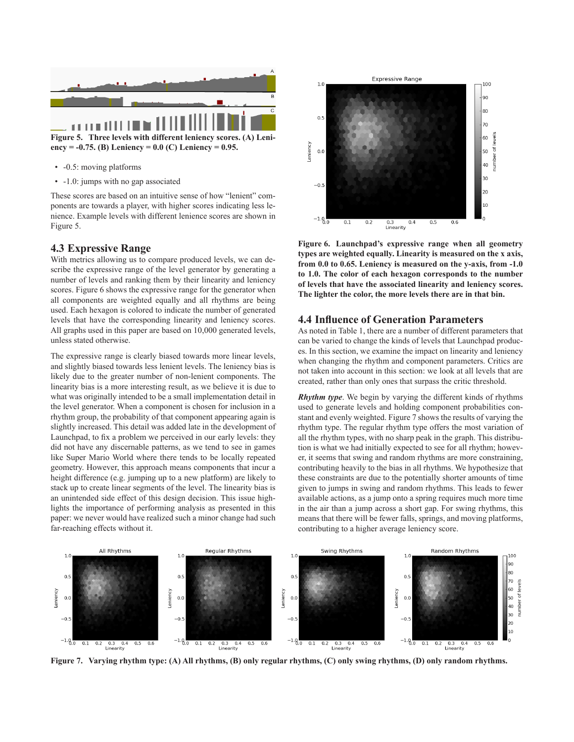A

B

C

Figure 5. Three levels with different leniency scores. (A) Leniency = -0.75. (B) Leniency = 0.0 (C) Leniency = 0.95.

- -0.5: moving platforms
- -1.0: jumps with no gap associated

These scores are based on an intuitive sense of how "lenient" components are towards a player, with higher scores indicating less lenience. Example levels with different lenience scores are shown in Figure 5.

### 4.3 Expressive Range

With metrics allowing us to compare produced levels, we can describe the expressive range of the level generator by generating a number of levels and ranking them by their linearity and leniency scores. Figure 6 shows the expressive range for the generator when all components are weighted equally and all rhythms are being used. Each hexagon is colored to indicate the number of generated levels that have the corresponding linearity and leniency scores. All graphs used in this paper are based on 10,000 generated levels, unless stated otherwise.

The expressive range is clearly biased towards more linear levels, and slightly biased towards less lenient levels. The leniency bias is likely due to the greater number of non-lenient components. The linearity bias is a more interesting result, as we believe it is due to what was originally intended to be a small implementation detail in the level generator. When a component is chosen for inclusion in a rhythm group, the probability of that component appearing again is slightly increased. This detail was added late in the development of Launchpad, to fix a problem we perceived in our early levels: they did not have any discernable patterns, as we tend to see in games like Super Mario World where there tends to be locally repeated geometry. However, this approach means components that incur a height difference (e.g. jumping up to a new platform) are likely to stack up to create linear segments of the level. The linearity bias is an unintended side effect of this design decision. This issue highlights the importance of performing analysis as presented in this paper: we never would have realized such a minor change had such far-reaching effects without it.

Expressive Range

1.0
0.5
0.0
−0.5
−1.0
Leniency

0.0 0.1 0.2 0.3 0.4 0.5 0.6
Linearity

100
90
80
70
60
50
40
30
20
10
0
number of levels

**Figure 6. Launchpad's expressive range when all geometry types are weighted equally. Linearity is measured on the x axis, from 0.0 to 0.65. Leniency is measured on the y-axis, from -1.0 to 1.0. The color of each hexagon corresponds to the number of levels that have the associated linearity and leniency scores. The lighter the color, the more levels there are in that bin.**

### 4.4 Influence of Generation Parameters

As noted in Table 1, there are a number of different parameters that can be varied to change the kinds of levels that Launchpad produces. In this section, we examine the impact on linearity and leniency when changing the rhythm and component parameters. Critics are not taken into account in this section: we look at all levels that are created, rather than only ones that surpass the critic threshold.

***Rhythm type***. We begin by varying the different kinds of rhythms used to generate levels and holding component probabilities constant and evenly weighted. Figure 7 shows the results of varying the rhythm type. The regular rhythm type offers the most variation of all the rhythm types, with no sharp peak in the graph. This distribution is what we had initially expected to see for all rhythm; however, it seems that swing and random rhythms are more constraining, contributing heavily to the bias in all rhythms. We hypothesize that these constraints are due to the potentially shorter amounts of time given to jumps in swing and random rhythms. This leads to fewer available actions, as a jump onto a spring requires much more time in the air than a jump across a short gap. For swing rhythms, this means that there will be fewer falls, springs, and moving platforms, contributing to a higher average leniency score.

All Rhythms

Regular Rhythms

Swing Rhythms

Random Rhythms

1.0
0.5
0.0
−0.5
−1.0
Leniency

0.0 0.1 0.2 0.3 0.4 0.5 0.6
Linearity

100
90
80
70
60
50
40
30
20
10
0
number of levels

**Figure 7. Varying rhythm type: (A) All rhythms, (B) only regular rhythms, (C) only swing rhythms, (D) only random rhythms.**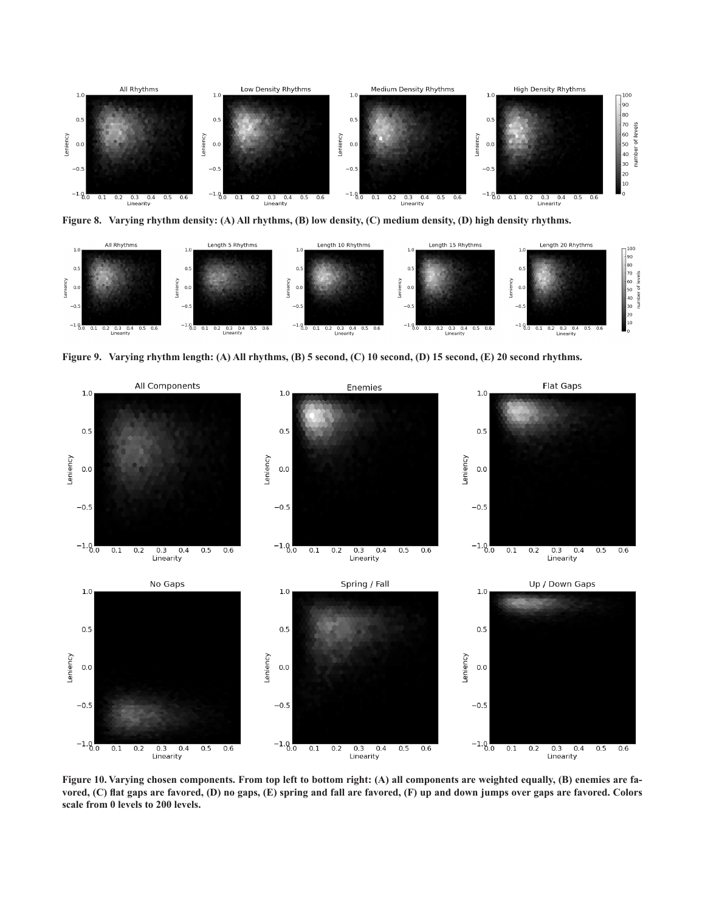**Figure 8. Varying rhythm density: (A) All rhythms, (B) low density, (C) medium density, (D) high density rhythms.**

**Figure 9. Varying rhythm length: (A) All rhythms, (B) 5 second, (C) 10 second, (D) 15 second, (E) 20 second rhythms.**

**Figure 10. Varying chosen components. From top left to bottom right: (A) all components are weighted equally, (B) enemies are favored, (C) flat gaps are favored, (D) no gaps, (E) spring and fall are favored, (F) up and down jumps over gaps are favored. Colors scale from 0 levels to 200 levels.**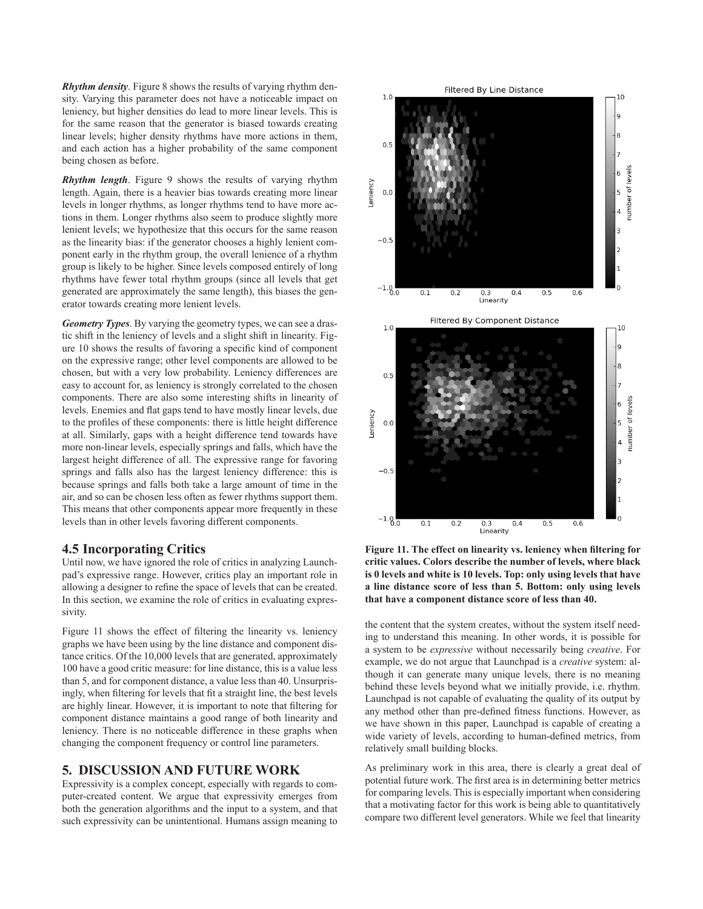***Rhythm density***. Figure 8 shows the results of varying rhythm density. Varying this parameter does not have a noticeable impact on leniency, but higher densities do lead to more linear levels. This is for the same reason that the generator is biased towards creating linear levels; higher density rhythms have more actions in them, and each action has a higher probability of the same component being chosen as before.

***Rhythm length***. Figure 9 shows the results of varying rhythm length. Again, there is a heavier bias towards creating more linear levels in longer rhythms, as longer rhythms tend to have more actions in them. Longer rhythms also seem to produce slightly more lenient levels; we hypothesize that this occurs for the same reason as the linearity bias: if the generator chooses a highly lenient component early in the rhythm group, the overall lenience of a rhythm group is likely to be higher. Since levels composed entirely of long rhythms have fewer total rhythm groups (since all levels that get generated are approximately the same length), this biases the generator towards creating more lenient levels.

***Geometry Types***. By varying the geometry types, we can see a drastic shift in the leniency of levels and a slight shift in linearity. Figure 10 shows the results of favoring a specific kind of component on the expressive range; other level components are allowed to be chosen, but with a very low probability. Leniency differences are easy to account for, as leniency is strongly correlated to the chosen components. There are also some interesting shifts in linearity of levels. Enemies and flat gaps tend to have mostly linear levels, due to the profiles of these components: there is little height difference at all. Similarly, gaps with a height difference tend towards have more non-linear levels, especially springs and falls, which have the largest height difference of all. The expressive range for favoring springs and falls also has the largest leniency difference: this is because springs and falls both take a large amount of time in the air, and so can be chosen less often as fewer rhythms support them. This means that other components appear more frequently in these levels than in other levels favoring different components.

## 4.5 Incorporating Critics

Until now, we have ignored the role of critics in analyzing Launchpad's expressive range. However, critics play an important role in allowing a designer to refine the space of levels that can be created. In this section, we examine the role of critics in evaluating expressivity.

Figure 11 shows the effect of filtering the linearity vs. leniency graphs we have been using by the line distance and component distance critics. Of the 10,000 levels that are generated, approximately 100 have a good critic measure: for line distance, this is a value less than 5, and for component distance, a value less than 40. Unsurprisingly, when filtering for levels that fit a straight line, the best levels are highly linear. However, it is important to note that filtering for component distance maintains a good range of both linearity and leniency. There is no noticeable difference in these graphs when changing the component frequency or control line parameters.

**Figure 11. The effect on linearity vs. leniency when filtering for critic values. Colors describe the number of levels, where black is 0 levels and white is 10 levels. Top: only using levels that have a line distance score of less than 5. Bottom: only using levels that have a component distance score of less than 40.**

## 5. DISCUSSION AND FUTURE WORK

Expressivity is a complex concept, especially with regards to computer-created content. We argue that expressivity emerges from both the generation algorithms and the input to a system, and that such expressivity can be unintentional. Humans assign meaning to the content that the system creates, without the system itself needing to understand this meaning. In other words, it is possible for a system to be *expressive* without necessarily being *creative*. For example, we do not argue that Launchpad is a *creative* system: although it can generate many unique levels, there is no meaning behind these levels beyond what we initially provide, i.e. rhythm. Launchpad is not capable of evaluating the quality of its output by any method other than pre-defined fitness functions. However, as we have shown in this paper, Launchpad is capable of creating a wide variety of levels, according to human-defined metrics, from relatively small building blocks.

As preliminary work in this area, there is clearly a great deal of potential future work. The first area is in determining better metrics for comparing levels. This is especially important when considering that a motivating factor for this work is being able to quantitatively compare two different level generators. While we feel that linearity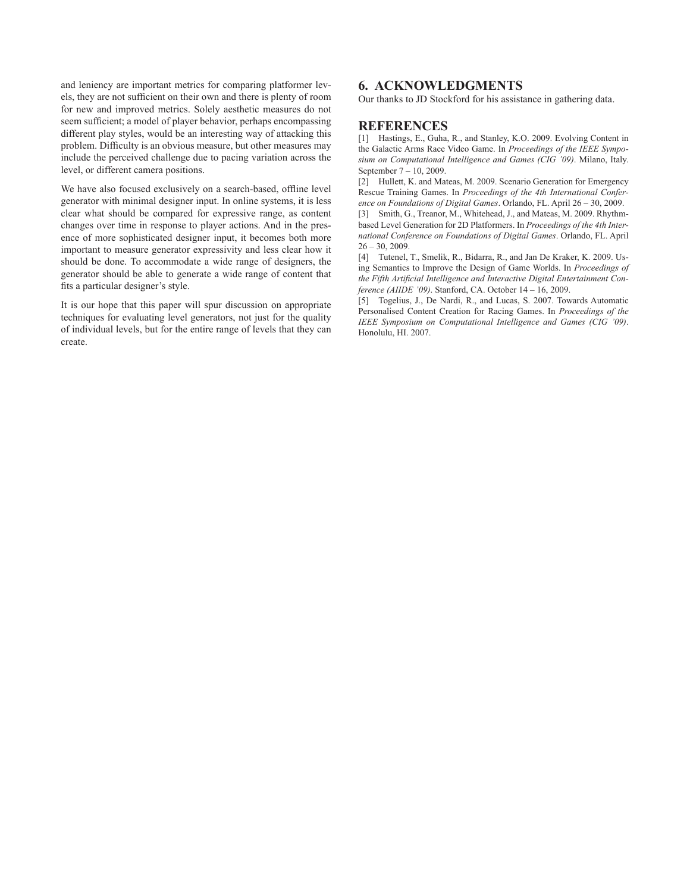and leniency are important metrics for comparing platformer levels, they are not sufficient on their own and there is plenty of room for new and improved metrics. Solely aesthetic measures do not seem sufficient; a model of player behavior, perhaps encompassing different play styles, would be an interesting way of attacking this problem. Difficulty is an obvious measure, but other measures may include the perceived challenge due to pacing variation across the level, or different camera positions.

We have also focused exclusively on a search-based, offline level generator with minimal designer input. In online systems, it is less clear what should be compared for expressive range, as content changes over time in response to player actions. And in the presence of more sophisticated designer input, it becomes both more important to measure generator expressivity and less clear how it should be done. To accommodate a wide range of designers, the generator should be able to generate a wide range of content that fits a particular designer's style.

It is our hope that this paper will spur discussion on appropriate techniques for evaluating level generators, not just for the quality of individual levels, but for the entire range of levels that they can create.

## 6. ACKNOWLEDGMENTS

Our thanks to JD Stockford for his assistance in gathering data.

## REFERENCES

[1] Hastings, E., Guha, R., and Stanley, K.O. 2009. Evolving Content in the Galactic Arms Race Video Game. In *Proceedings of the IEEE Symposium on Computational Intelligence and Games (CIG '09)*. Milano, Italy. September 7 – 10, 2009.

[2] Hullett, K. and Mateas, M. 2009. Scenario Generation for Emergency Rescue Training Games. In *Proceedings of the 4th International Conference on Foundations of Digital Games*. Orlando, FL. April 26 – 30, 2009.

[3] Smith, G., Treanor, M., Whitehead, J., and Mateas, M. 2009. Rhythm-based Level Generation for 2D Platformers. In *Proceedings of the 4th International Conference on Foundations of Digital Games*. Orlando, FL. April 26 – 30, 2009.

[4] Tutenel, T., Smelik, R., Bidarra, R., and Jan De Kraker, K. 2009. Using Semantics to Improve the Design of Game Worlds. In *Proceedings of the Fifth Artificial Intelligence and Interactive Digital Entertainment Conference (AIIDE '09)*. Stanford, CA. October 14 – 16, 2009.

[5] Togelius, J., De Nardi, R., and Lucas, S. 2007. Towards Automatic Personalised Content Creation for Racing Games. In *Proceedings of the IEEE Symposium on Computational Intelligence and Games (CIG '09)*. Honolulu, HI. 2007.